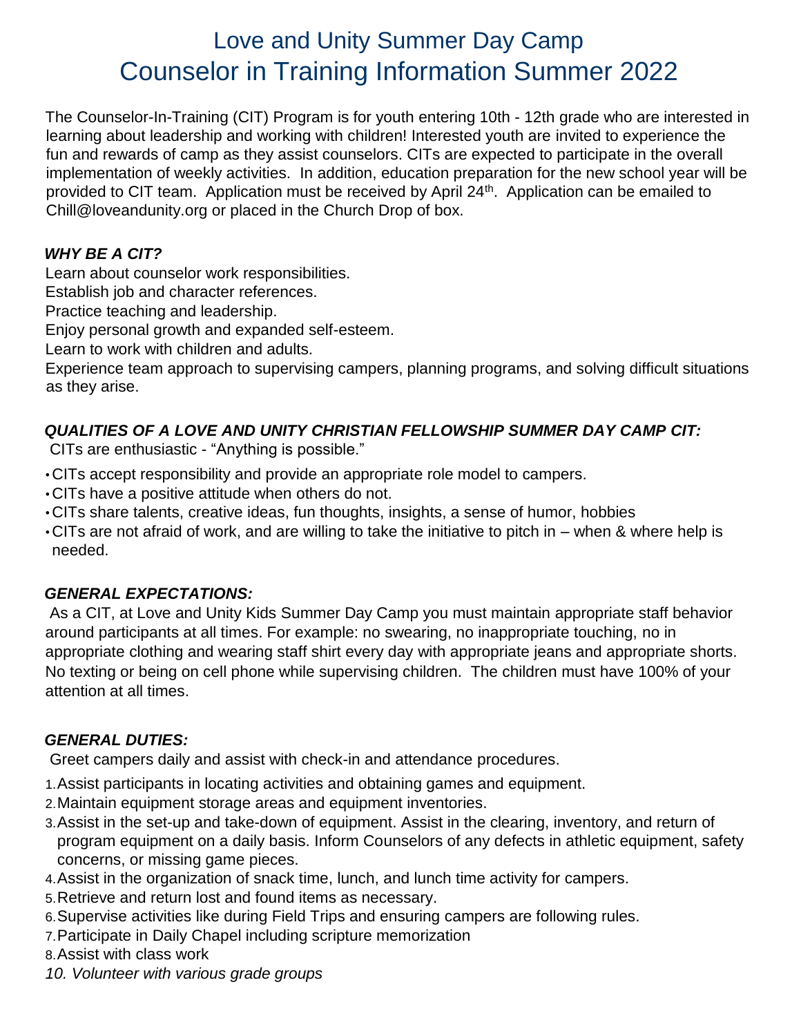# Love and Unity Summer Day Camp
# Counselor in Training Information Summer 2022

The Counselor-In-Training (CIT) Program is for youth entering 10th - 12th grade who are interested in learning about leadership and working with children! Interested youth are invited to experience the fun and rewards of camp as they assist counselors. CITs are expected to participate in the overall implementation of weekly activities. In addition, education preparation for the new school year will be provided to CIT team. Application must be received by April 24th. Application can be emailed to Chill@loveandunity.org or placed in the Church Drop of box.

### *WHY BE A CIT?*

Learn about counselor work responsibilities.
Establish job and character references.
Practice teaching and leadership.
Enjoy personal growth and expanded self-esteem.
Learn to work with children and adults.
Experience team approach to supervising campers, planning programs, and solving difficult situations as they arise.

### *QUALITIES OF A LOVE AND UNITY CHRISTIAN FELLOWSHIP SUMMER DAY CAMP CIT:*

CITs are enthusiastic - "Anything is possible."

- CITs accept responsibility and provide an appropriate role model to campers.
- CITs have a positive attitude when others do not.
- CITs share talents, creative ideas, fun thoughts, insights, a sense of humor, hobbies
- CITs are not afraid of work, and are willing to take the initiative to pitch in – when & where help is needed.

### *GENERAL EXPECTATIONS:*

As a CIT, at Love and Unity Kids Summer Day Camp you must maintain appropriate staff behavior around participants at all times. For example: no swearing, no inappropriate touching, no in appropriate clothing and wearing staff shirt every day with appropriate jeans and appropriate shorts. No texting or being on cell phone while supervising children. The children must have 100% of your attention at all times.

### *GENERAL DUTIES:*

Greet campers daily and assist with check-in and attendance procedures.

1. Assist participants in locating activities and obtaining games and equipment.
2. Maintain equipment storage areas and equipment inventories.
3. Assist in the set-up and take-down of equipment. Assist in the clearing, inventory, and return of program equipment on a daily basis. Inform Counselors of any defects in athletic equipment, safety concerns, or missing game pieces.
4. Assist in the organization of snack time, lunch, and lunch time activity for campers.
5. Retrieve and return lost and found items as necessary.
6. Supervise activities like during Field Trips and ensuring campers are following rules.
7. Participate in Daily Chapel including scripture memorization
8. Assist with class work

*10. Volunteer with various grade groups*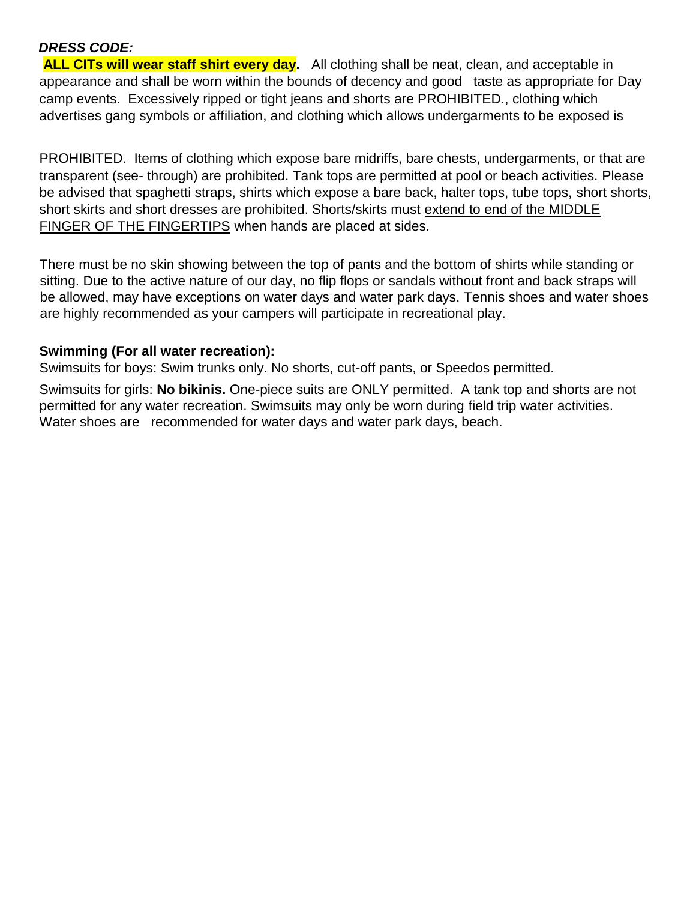***DRESS CODE:***

**ALL CITs will wear staff shirt every day.** All clothing shall be neat, clean, and acceptable in appearance and shall be worn within the bounds of decency and good taste as appropriate for Day camp events. Excessively ripped or tight jeans and shorts are PROHIBITED., clothing which advertises gang symbols or affiliation, and clothing which allows undergarments to be exposed is

PROHIBITED. Items of clothing which expose bare midriffs, bare chests, undergarments, or that are transparent (see- through) are prohibited. Tank tops are permitted at pool or beach activities. Please be advised that spaghetti straps, shirts which expose a bare back, halter tops, tube tops, short shorts, short skirts and short dresses are prohibited. Shorts/skirts must <u>extend to end of the MIDDLE FINGER OF THE FINGERTIPS</u> when hands are placed at sides.

There must be no skin showing between the top of pants and the bottom of shirts while standing or sitting. Due to the active nature of our day, no flip flops or sandals without front and back straps will be allowed, may have exceptions on water days and water park days. Tennis shoes and water shoes are highly recommended as your campers will participate in recreational play.

**Swimming (For all water recreation):**

Swimsuits for boys: Swim trunks only. No shorts, cut-off pants, or Speedos permitted.

Swimsuits for girls: **No bikinis.** One-piece suits are ONLY permitted. A tank top and shorts are not permitted for any water recreation. Swimsuits may only be worn during field trip water activities. Water shoes are recommended for water days and water park days, beach.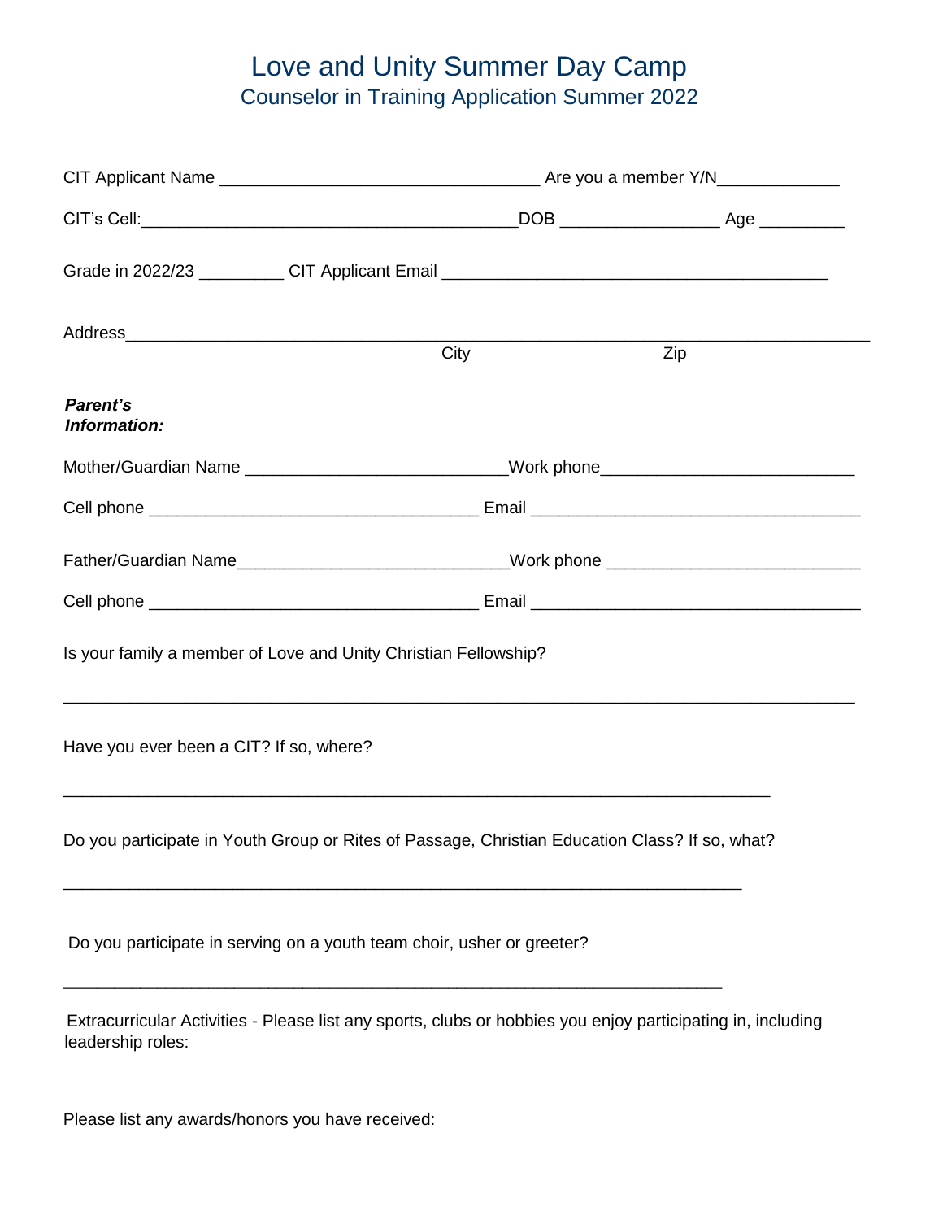# Love and Unity Summer Day Camp

## Counselor in Training Application Summer 2022

CIT Applicant Name ________________________________ Are you a member Y/N____________

CIT's Cell:________________________________________DOB ________________ Age _________

Grade in 2022/23 _________ CIT Applicant Email __________________________________________

Address_________________________________________________________________________________
City Zip

***Parent's Information:***

Mother/Guardian Name ___________________________Work phone___________________________

Cell phone ___________________________________ Email ___________________________________

Father/Guardian Name____________________________Work phone ___________________________

Cell phone ___________________________________ Email ___________________________________

Is your family a member of Love and Unity Christian Fellowship?

_________________________________________________________________________________________

Have you ever been a CIT? If so, where?

_________________________________________________________________________________________

Do you participate in Youth Group or Rites of Passage, Christian Education Class? If so, what?

_________________________________________________________________________________________

Do you participate in serving on a youth team choir, usher or greeter?

_________________________________________________________________________________________

Extracurricular Activities - Please list any sports, clubs or hobbies you enjoy participating in, including leadership roles:

Please list any awards/honors you have received: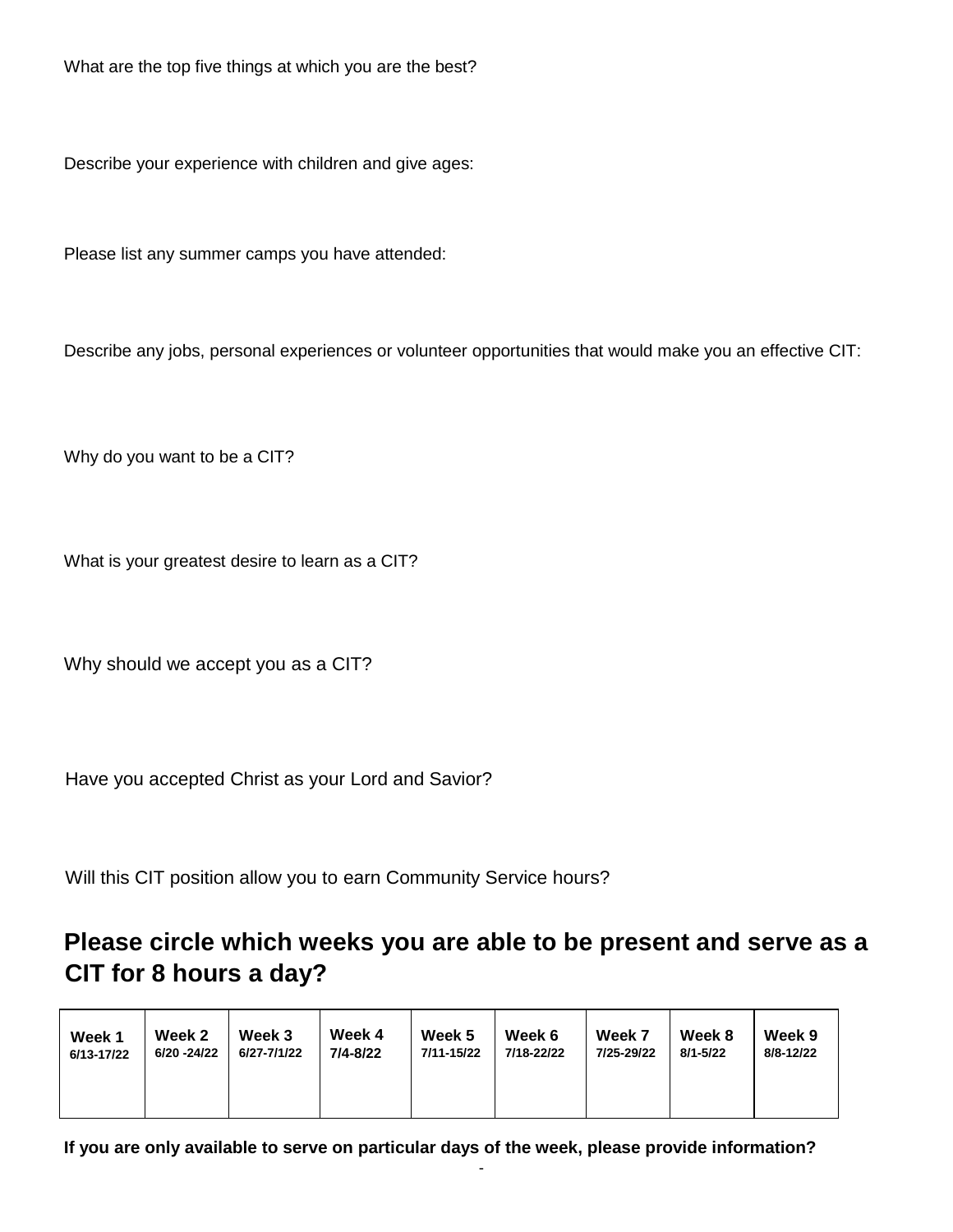What are the top five things at which you are the best?

Describe your experience with children and give ages:

Please list any summer camps you have attended:

Describe any jobs, personal experiences or volunteer opportunities that would make you an effective CIT:

Why do you want to be a CIT?

What is your greatest desire to learn as a CIT?

Why should we accept you as a CIT?

Have you accepted Christ as your Lord and Savior?

Will this CIT position allow you to earn Community Service hours?

## Please circle which weeks you are able to be present and serve as a CIT for 8 hours a day?

| Week 1 6/13-17/22 | Week 2 6/20 -24/22 | Week 3 6/27-7/1/22 | Week 4 7/4-8/22 | Week 5 7/11-15/22 | Week 6 7/18-22/22 | Week 7 7/25-29/22 | Week 8 8/1-5/22 | Week 9 8/8-12/22 |
|---|---|---|---|---|---|---|---|---|
| | | | | | | | | |

**If you are only available to serve on particular days of the week, please provide information?**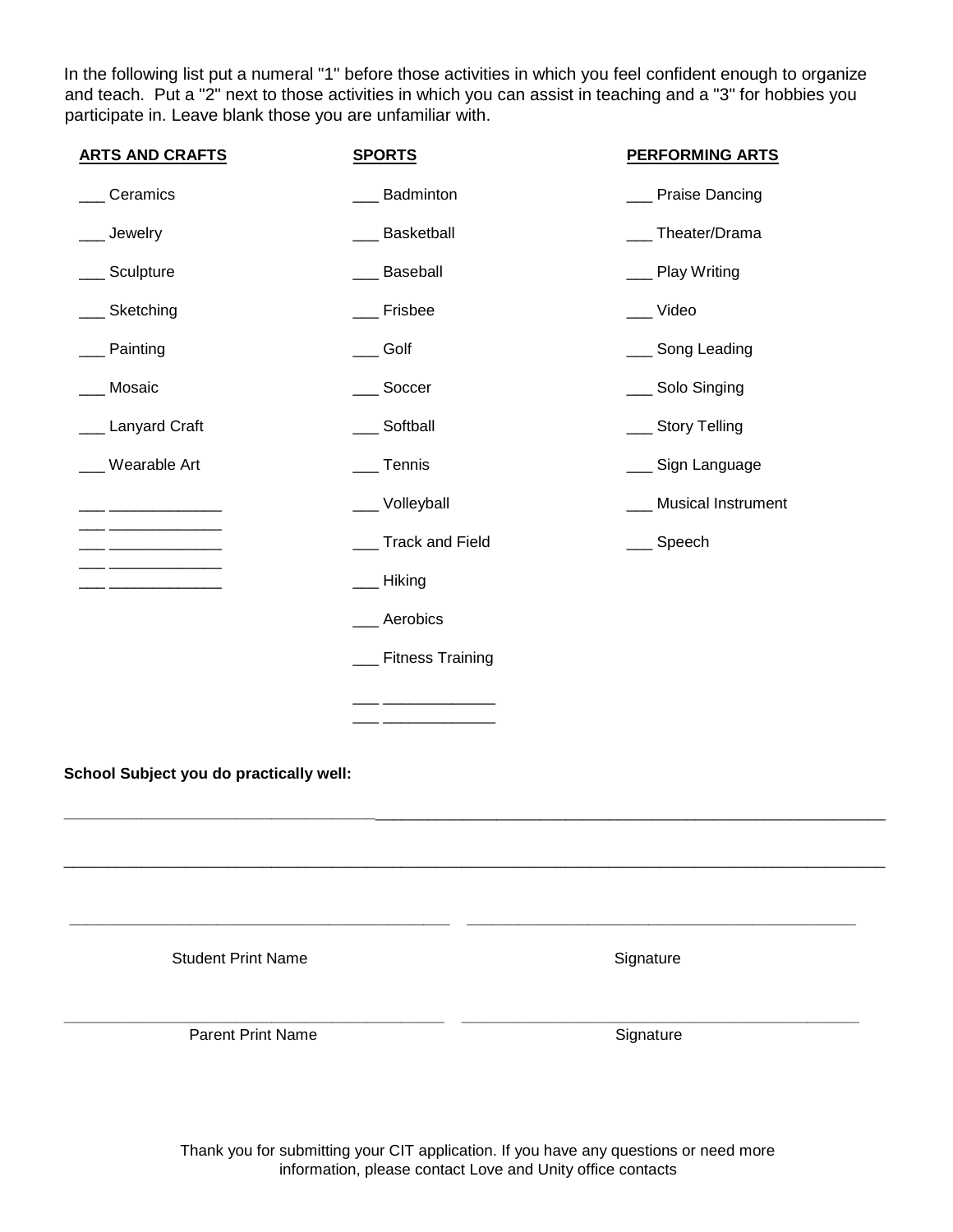In the following list put a numeral "1" before those activities in which you feel confident enough to organize and teach. Put a "2" next to those activities in which you can assist in teaching and a "3" for hobbies you participate in. Leave blank those you are unfamiliar with.

| **ARTS AND CRAFTS** | **SPORTS** | **PERFORMING ARTS** |
|---|---|---|
| ___ Ceramics | ___ Badminton | ___ Praise Dancing |
| ___ Jewelry | ___ Basketball | ___ Theater/Drama |
| ___ Sculpture | ___ Baseball | ___ Play Writing |
| ___ Sketching | ___ Frisbee | ___ Video |
| ___ Painting | ___ Golf | ___ Song Leading |
| ___ Mosaic | ___ Soccer | ___ Solo Singing |
| ___ Lanyard Craft | ___ Softball | ___ Story Telling |
| ___ Wearable Art | ___ Tennis | ___ Sign Language |
| ___ _____________ | ___ Volleyball | ___ Musical Instrument |
| ___ _____________ | ___ Track and Field | ___ Speech |
| ___ _____________ | ___ Hiking | |
| ___ _____________ | ___ Aerobics | |
| ___ _____________ | ___ Fitness Training | |
| | ___ _____________ | |
| | ___ _____________ | |

**School Subject you do practically well:**

_____________________________________________________________________________________________

_____________________________________________________________________________________________

_____________________________________________ _____________________________________________

Student Print Name | Signature

_____________________________________________ _____________________________________________

Parent Print Name | Signature

Thank you for submitting your CIT application. If you have any questions or need more information, please contact Love and Unity office contacts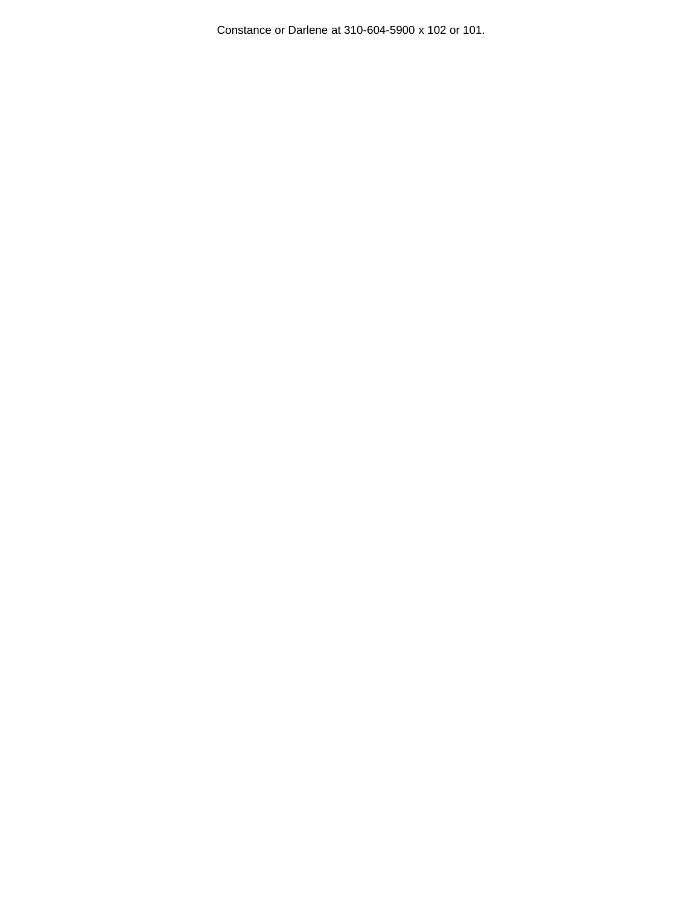Constance or Darlene at 310-604-5900 x 102 or 101.